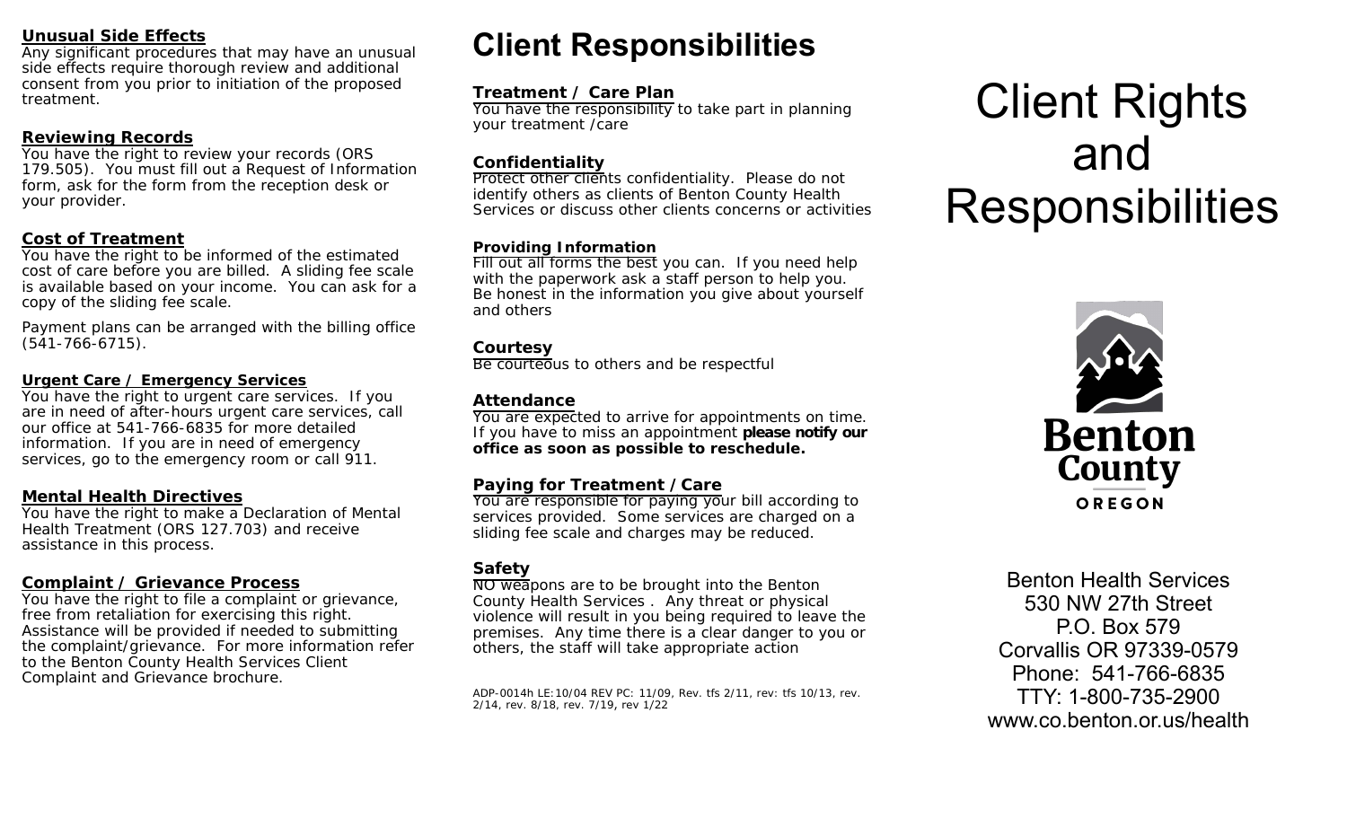### Unusual Side Effects

Any significant procedures that may have an unusual side effects require thorough review and additional consent from you prior to initiation of the proposed treatment.

### Reviewing Records

You have the right to review your records (ORS 179.505). You must fill out a Request of Information form, ask for the form from the reception desk or your provider.

### Cost of Treatment

You have the right to be informed of the estimated cost of care before you are billed. A sliding fee scale is available based on your income. You can ask for a copy of the sliding fee scale.

Payment plans can be arranged with the billing office (541-766-6715).

### Urgent Care / Emergency Services

You have the right to urgent care services. If you are in need of after-hours urgent care services, call our office at 541-766-6835 for more detailed information. If you are in need of emergency services, go to the emergency room or call 911.

### Mental Health Directives

You have the right to make a Declaration of Mental Health Treatment (ORS 127.703) and receive assistance in this process.

### Complaint / Grievance Process

You have the right to file a complaint or grievance, free from retaliation for exercising this right. Assistance will be provided if needed to submitting the complaint/grievance. For more information refer to the Benton County Health Services Client Complaint and Grievance brochure.

# Client Responsibilities

### Treatment / Care Plan

You have the responsibility to take part in planning your treatment /care

### Confidentiality

Protect other clients confidentiality. Please do not identify others as clients of Benton County Health Services or discuss other clients concerns or activities

### Providing Information

Fill out all forms the best you can. If you need help with the paperwork ask a staff person to help you. Be honest in the information you give about yourself and others

### Courtesy

Be courteous to others and be respectful

### Attendance

You are expected to arrive for appointments on time. If you have to miss an appointment **please notify our office as soon as possible to reschedule.**

### Paying for Treatment / Care

You are responsible for paying your bill according to services provided. Some services are charged on a sliding fee scale and charges may be reduced.

### Safety

NO weapons are to be brought into the Benton County Health Services . Any threat or physical violence will result in you being required to leave the premises. Any time there is a clear danger to you or others, the staff will take appropriate action

ADP-0014h LE:10/04 REV PC: 11/09, Rev. tfs 2/11, rev: tfs 10/13, rev. 2/14, rev. 8/18, rev. 7/19, rev 1/22

# Client Rights and Responsibilities

Benton County
OREGON

Benton Health Services
530 NW 27th Street
P.O. Box 579
Corvallis OR 97339-0579
Phone: 541-766-6835
TTY: 1-800-735-2900
www.co.benton.or.us/health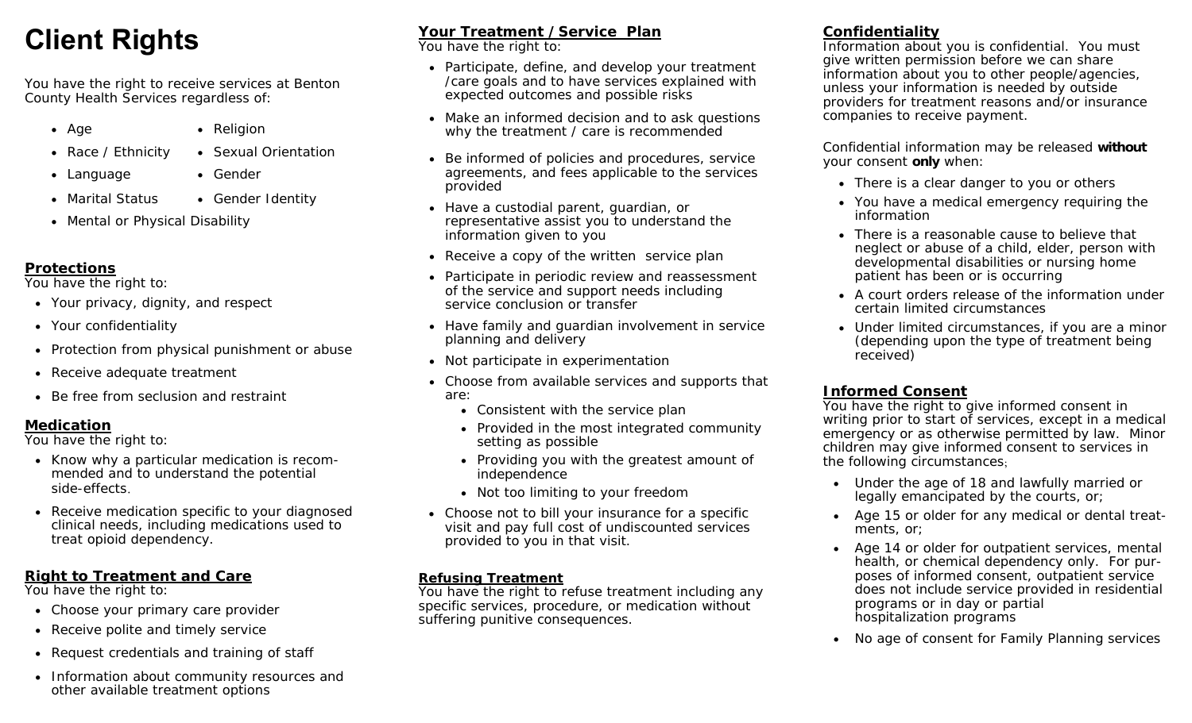# Client Rights

You have the right to receive services at Benton County Health Services regardless of:

- Age
- Religion
- Race / Ethnicity
- Sexual Orientation
- Language
- Gender
- Marital Status
- Gender Identity
- Mental or Physical Disability

## Protections

You have the right to:

- Your privacy, dignity, and respect
- Your confidentiality
- Protection from physical punishment or abuse
- Receive adequate treatment
- Be free from seclusion and restraint

## Medication

You have the right to:

- Know why a particular medication is recommended and to understand the potential side-effects.
- Receive medication specific to your diagnosed clinical needs, including medications used to treat opioid dependency.

## Right to Treatment and Care

You have the right to:

- Choose your primary care provider
- Receive polite and timely service
- Request credentials and training of staff
- Information about community resources and other available treatment options

## Your Treatment / Service Plan

You have the right to:

- Participate, define, and develop your treatment /care goals and to have services explained with expected outcomes and possible risks
- Make an informed decision and to ask questions why the treatment / care is recommended
- Be informed of policies and procedures, service agreements, and fees applicable to the services provided
- Have a custodial parent, guardian, or representative assist you to understand the information given to you
- Receive a copy of the written service plan
- Participate in periodic review and reassessment of the service and support needs including service conclusion or transfer
- Have family and guardian involvement in service planning and delivery
- Not participate in experimentation
- Choose from available services and supports that are:
  - Consistent with the service plan
  - Provided in the most integrated community setting as possible
  - Providing you with the greatest amount of independence
  - Not too limiting to your freedom
- Choose not to bill your insurance for a specific visit and pay full cost of undiscounted services provided to you in that visit.

## Refusing Treatment

You have the right to refuse treatment including any specific services, procedure, or medication without suffering punitive consequences.

## Confidentiality

Information about you is confidential. You must give written permission before we can share information about you to other people/agencies, unless your information is needed by outside providers for treatment reasons and/or insurance companies to receive payment.

Confidential information may be released **without** your consent **only** when:

- There is a clear danger to you or others
- You have a medical emergency requiring the information
- There is a reasonable cause to believe that neglect or abuse of a child, elder, person with developmental disabilities or nursing home patient has been or is occurring
- A court orders release of the information under certain limited circumstances
- Under limited circumstances, if you are a minor (depending upon the type of treatment being received)

## Informed Consent

You have the right to give informed consent in writing prior to start of services, except in a medical emergency or as otherwise permitted by law. Minor children may give informed consent to services in the following circumstances;

- Under the age of 18 and lawfully married or legally emancipated by the courts, or;
- Age 15 or older for any medical or dental treatments, or;
- Age 14 or older for outpatient services, mental health, or chemical dependency only. For purposes of informed consent, outpatient service does not include service provided in residential programs or in day or partial hospitalization programs
- No age of consent for Family Planning services